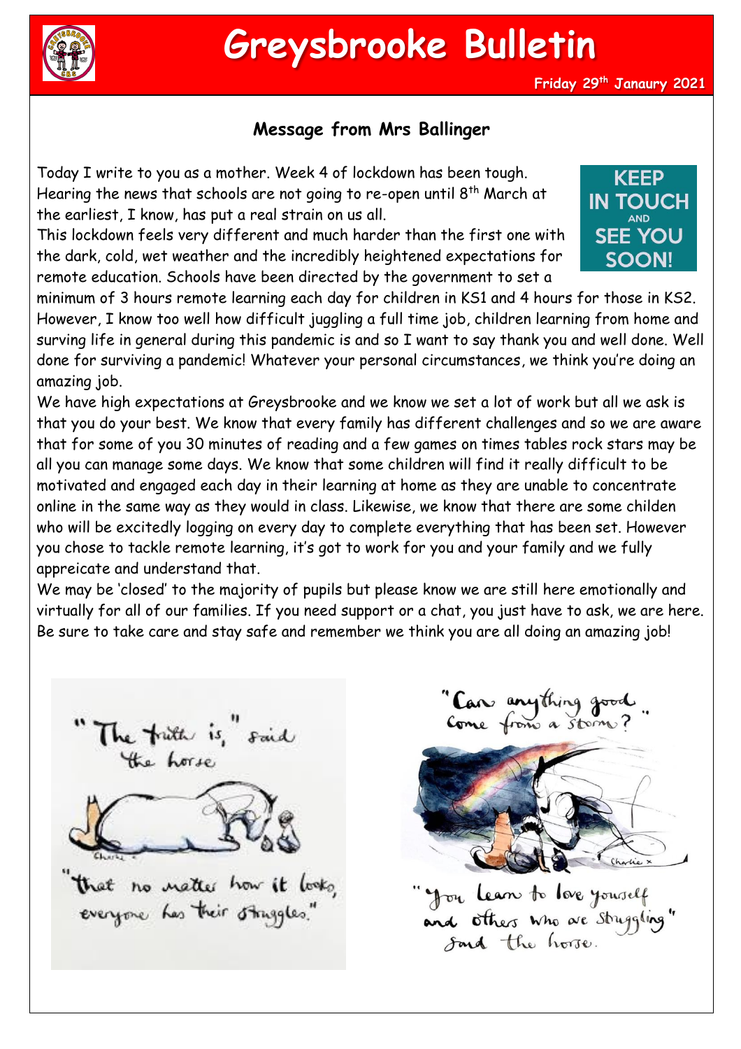# Greysbrooke Bulletin

Friday 29th Janaury 2021

## Message from Mrs Ballinger

Today I write to you as a mother. Week 4 of lockdown has been tough. Hearing the news that schools are not going to re-open until 8th March at the earliest, I know, has put a real strain on us all.

This lockdown feels very different and much harder than the first one with the dark, cold, wet weather and the incredibly heightened expectations for remote education. Schools have been directed by the government to set a minimum of 3 hours remote learning each day for children in KS1 and 4 hours for those in KS2. However, I know too well how difficult juggling a full time job, children learning from home and surving life in general during this pandemic is and so I want to say thank you and well done. Well done for surviving a pandemic! Whatever your personal circumstances, we think you're doing an amazing job.

We have high expectations at Greysbrooke and we know we set a lot of work but all we ask is that you do your best. We know that every family has different challenges and so we are aware that for some of you 30 minutes of reading and a few games on times tables rock stars may be all you can manage some days. We know that some children will find it really difficult to be motivated and engaged each day in their learning at home as they are unable to concentrate online in the same way as they would in class. Likewise, we know that there are some childen who will be excitedly logging on every day to complete everything that has been set. However you chose to tackle remote learning, it's got to work for you and your family and we fully appreicate and understand that.

We may be 'closed' to the majority of pupils but please know we are still here emotionally and virtually for all of our families. If you need support or a chat, you just have to ask, we are here. Be sure to take care and stay safe and remember we think you are all doing an amazing job!

KEEP IN TOUCH AND SEE YOU SOON!

"The truth is," said the horse "that no matter how it looks, everyone has their struggles."

"Can anything good come from a storm?" "You learn to love yourself and others who are struggling" said the horse.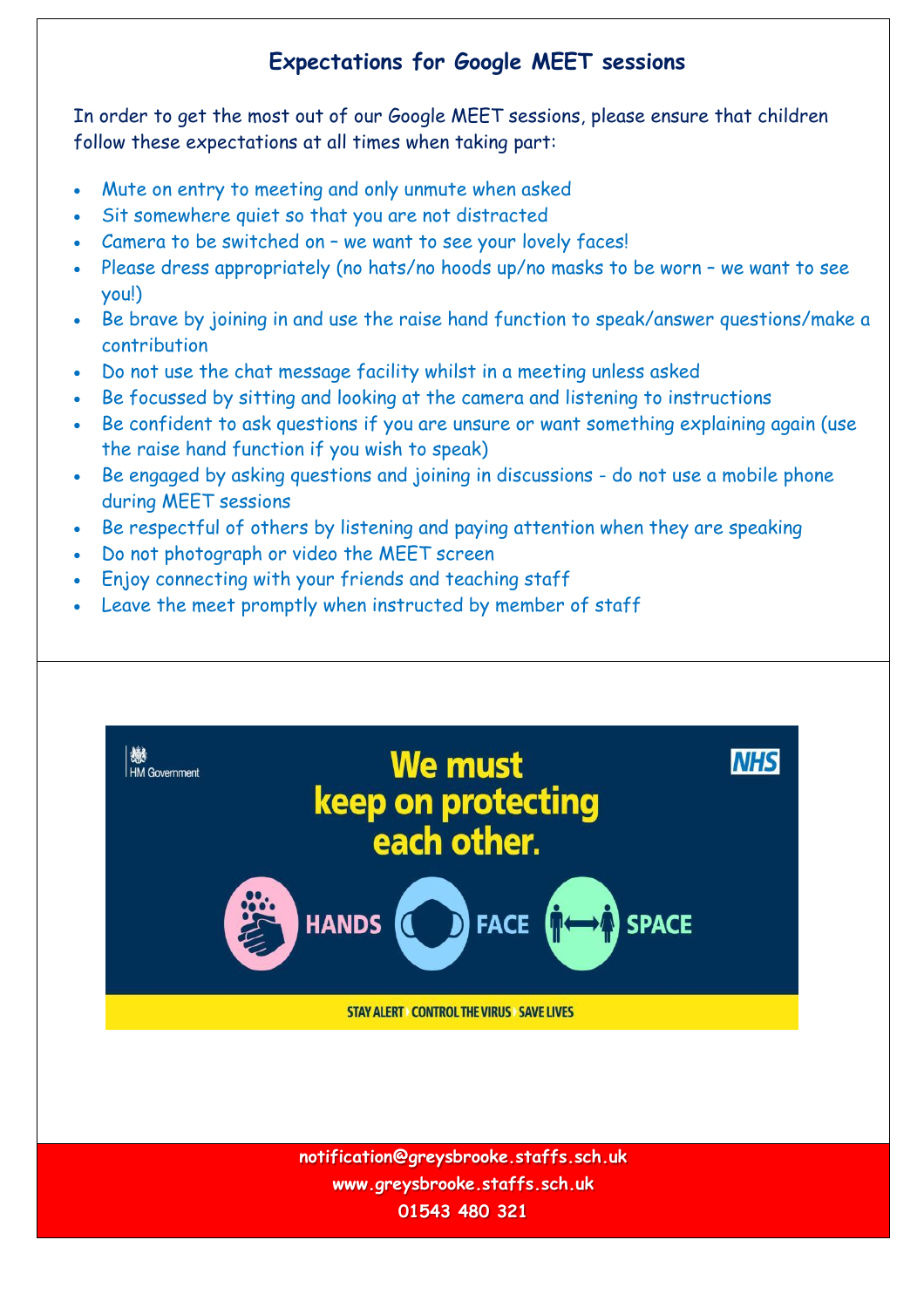## Expectations for Google MEET sessions

In order to get the most out of our Google MEET sessions, please ensure that children follow these expectations at all times when taking part:

- Mute on entry to meeting and only unmute when asked
- Sit somewhere quiet so that you are not distracted
- Camera to be switched on – we want to see your lovely faces!
- Please dress appropriately (no hats/no hoods up/no masks to be worn – we want to see you!)
- Be brave by joining in and use the raise hand function to speak/answer questions/make a contribution
- Do not use the chat message facility whilst in a meeting unless asked
- Be focussed by sitting and looking at the camera and listening to instructions
- Be confident to ask questions if you are unsure or want something explaining again (use the raise hand function if you wish to speak)
- Be engaged by asking questions and joining in discussions - do not use a mobile phone during MEET sessions
- Be respectful of others by listening and paying attention when they are speaking
- Do not photograph or video the MEET screen
- Enjoy connecting with your friends and teaching staff
- Leave the meet promptly when instructed by member of staff

HM Government

NHS

**We must keep on protecting each other.**

HANDS FACE SPACE

STAY ALERT CONTROL THE VIRUS SAVE LIVES

**notification@greysbrooke.staffs.sch.uk**
**www.greysbrooke.staffs.sch.uk**
**01543 480 321**